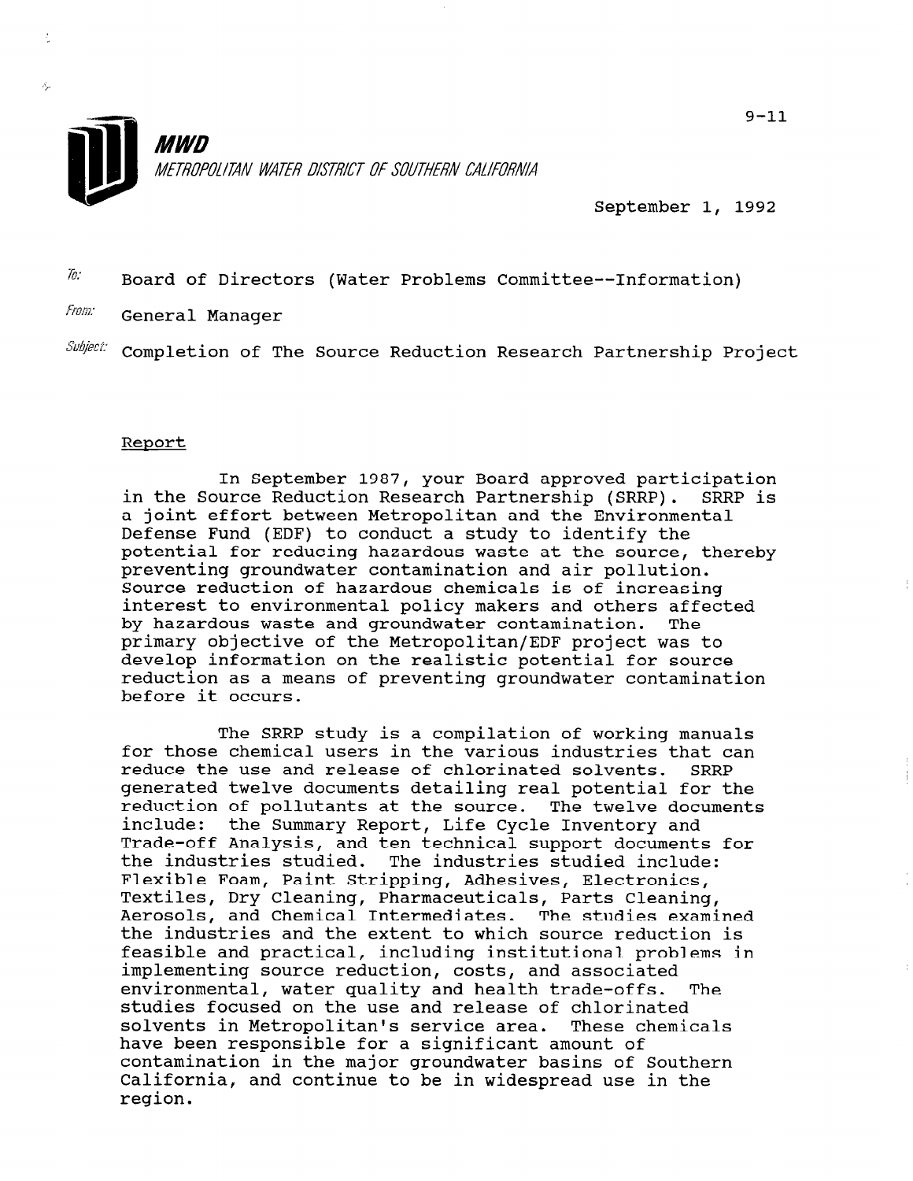**MWD**

*METROPOLITAN WATER DISTRICT OF SOUTHERN CALIFORNIA*

9-11

September 1, 1992

To: Board of Directors (Water Problems Committee--Information)

From: General Manager

Subject: Completion of The Source Reduction Research Partnership Project

## Report

In September 1987, your Board approved participation in the Source Reduction Research Partnership (SRRP). SRRP is a joint effort between Metropolitan and the Environmental Defense Fund (EDF) to conduct a study to identify the potential for reducing hazardous waste at the source, thereby preventing groundwater contamination and air pollution. Source reduction of hazardous chemicals is of increasing interest to environmental policy makers and others affected by hazardous waste and groundwater contamination. The primary objective of the Metropolitan/EDF project was to develop information on the realistic potential for source reduction as a means of preventing groundwater contamination before it occurs.

The SRRP study is a compilation of working manuals for those chemical users in the various industries that can reduce the use and release of chlorinated solvents. SRRP generated twelve documents detailing real potential for the reduction of pollutants at the source. The twelve documents include: the Summary Report, Life Cycle Inventory and Trade-off Analysis, and ten technical support documents for the industries studied. The industries studied include: Flexible Foam, Paint Stripping, Adhesives, Electronics, Textiles, Dry Cleaning, Pharmaceuticals, Parts Cleaning, Aerosols, and Chemical Intermediates. The studies examined the industries and the extent to which source reduction is feasible and practical, including institutional problems in implementing source reduction, costs, and associated environmental, water quality and health trade-offs. The studies focused on the use and release of chlorinated solvents in Metropolitan's service area. These chemicals have been responsible for a significant amount of contamination in the major groundwater basins of Southern California, and continue to be in widespread use in the region.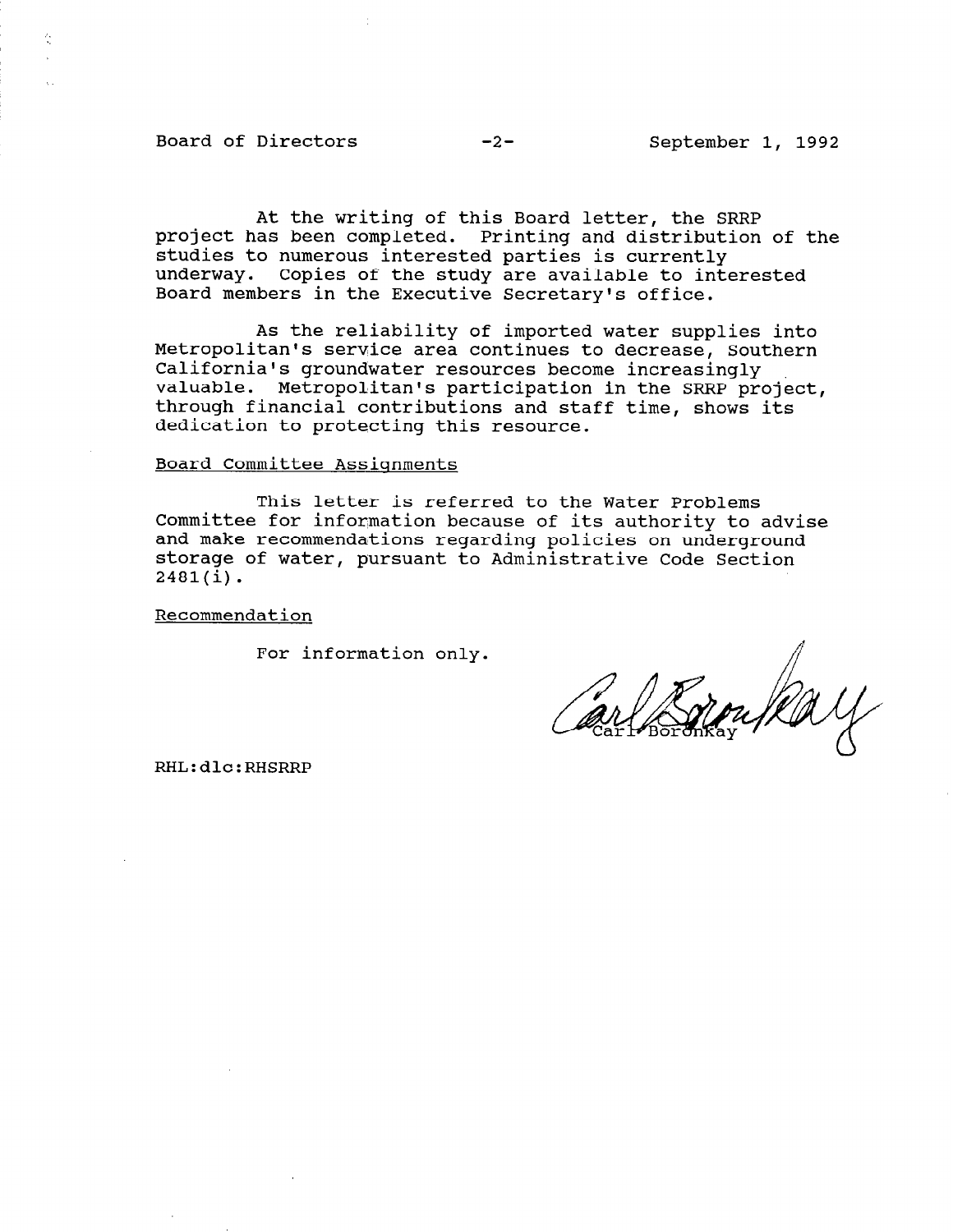At the writing of this Board letter, the SRRP project has been completed. Printing and distribution of the studies to numerous interested parties is currently underway. Copies of the study are available to interested Board members in the Executive Secretary's office.

As the reliability of imported water supplies into Metropolitan's service area continues to decrease, Southern California's groundwater resources become increasingly valuable. Metropolitan's participation in the SRRP project, through financial contributions and staff time, shows its dedication to protecting this resource.

Board Committee Assignments

This letter is referred to the Water Problems Committee for information because of its authority to advise and make recommendations regarding policies on underground storage of water, pursuant to Administrative Code Section 2481(i).

Recommendation

For information only.

Carl Boronkay

RHL:dlc:RHSRRP